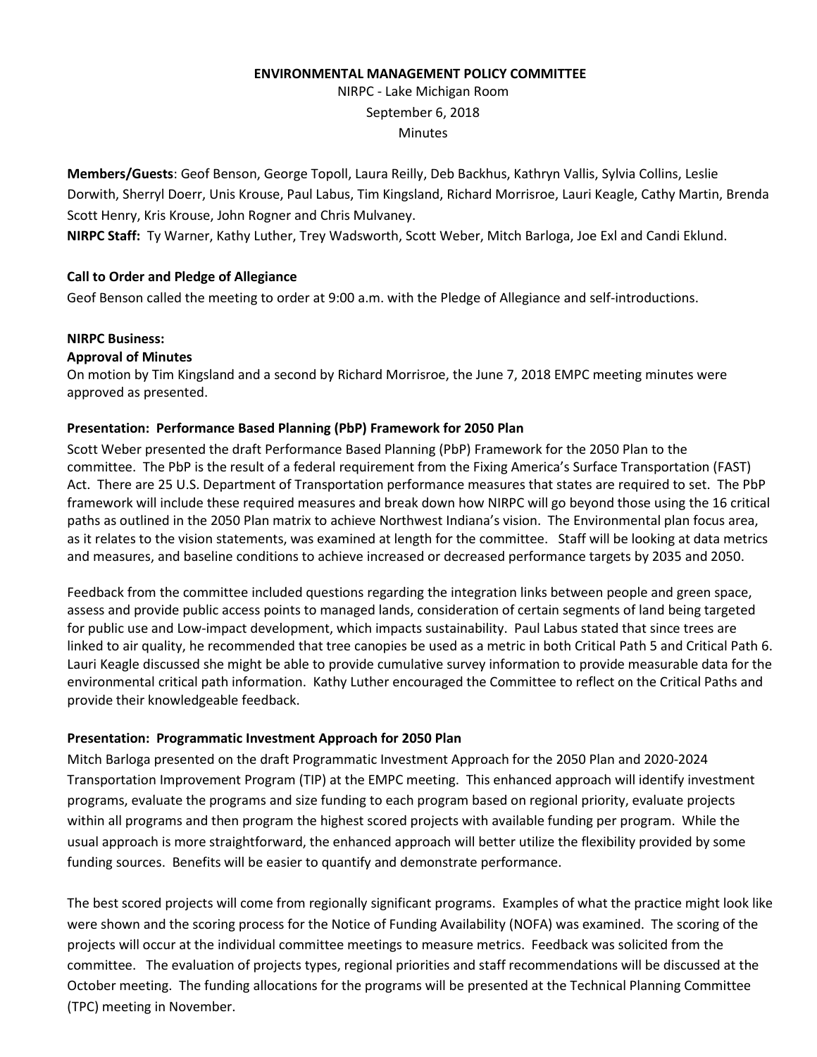# ENVIRONMENTAL MANAGEMENT POLICY COMMITTEE

NIRPC - Lake Michigan Room
September 6, 2018
Minutes

**Members/Guests**: Geof Benson, George Topoll, Laura Reilly, Deb Backhus, Kathryn Vallis, Sylvia Collins, Leslie Dorwith, Sherryl Doerr, Unis Krouse, Paul Labus, Tim Kingsland, Richard Morrisroe, Lauri Keagle, Cathy Martin, Brenda Scott Henry, Kris Krouse, John Rogner and Chris Mulvaney.
**NIRPC Staff:** Ty Warner, Kathy Luther, Trey Wadsworth, Scott Weber, Mitch Barloga, Joe Exl and Candi Eklund.

**Call to Order and Pledge of Allegiance**

Geof Benson called the meeting to order at 9:00 a.m. with the Pledge of Allegiance and self-introductions.

**NIRPC Business:**

**Approval of Minutes**

On motion by Tim Kingsland and a second by Richard Morrisroe, the June 7, 2018 EMPC meeting minutes were approved as presented.

**Presentation: Performance Based Planning (PbP) Framework for 2050 Plan**

Scott Weber presented the draft Performance Based Planning (PbP) Framework for the 2050 Plan to the committee. The PbP is the result of a federal requirement from the Fixing America's Surface Transportation (FAST) Act. There are 25 U.S. Department of Transportation performance measures that states are required to set. The PbP framework will include these required measures and break down how NIRPC will go beyond those using the 16 critical paths as outlined in the 2050 Plan matrix to achieve Northwest Indiana's vision. The Environmental plan focus area, as it relates to the vision statements, was examined at length for the committee. Staff will be looking at data metrics and measures, and baseline conditions to achieve increased or decreased performance targets by 2035 and 2050.

Feedback from the committee included questions regarding the integration links between people and green space, assess and provide public access points to managed lands, consideration of certain segments of land being targeted for public use and Low-impact development, which impacts sustainability. Paul Labus stated that since trees are linked to air quality, he recommended that tree canopies be used as a metric in both Critical Path 5 and Critical Path 6. Lauri Keagle discussed she might be able to provide cumulative survey information to provide measurable data for the environmental critical path information. Kathy Luther encouraged the Committee to reflect on the Critical Paths and provide their knowledgeable feedback.

**Presentation: Programmatic Investment Approach for 2050 Plan**

Mitch Barloga presented on the draft Programmatic Investment Approach for the 2050 Plan and 2020-2024 Transportation Improvement Program (TIP) at the EMPC meeting. This enhanced approach will identify investment programs, evaluate the programs and size funding to each program based on regional priority, evaluate projects within all programs and then program the highest scored projects with available funding per program. While the usual approach is more straightforward, the enhanced approach will better utilize the flexibility provided by some funding sources. Benefits will be easier to quantify and demonstrate performance.

The best scored projects will come from regionally significant programs. Examples of what the practice might look like were shown and the scoring process for the Notice of Funding Availability (NOFA) was examined. The scoring of the projects will occur at the individual committee meetings to measure metrics. Feedback was solicited from the committee. The evaluation of projects types, regional priorities and staff recommendations will be discussed at the October meeting. The funding allocations for the programs will be presented at the Technical Planning Committee (TPC) meeting in November.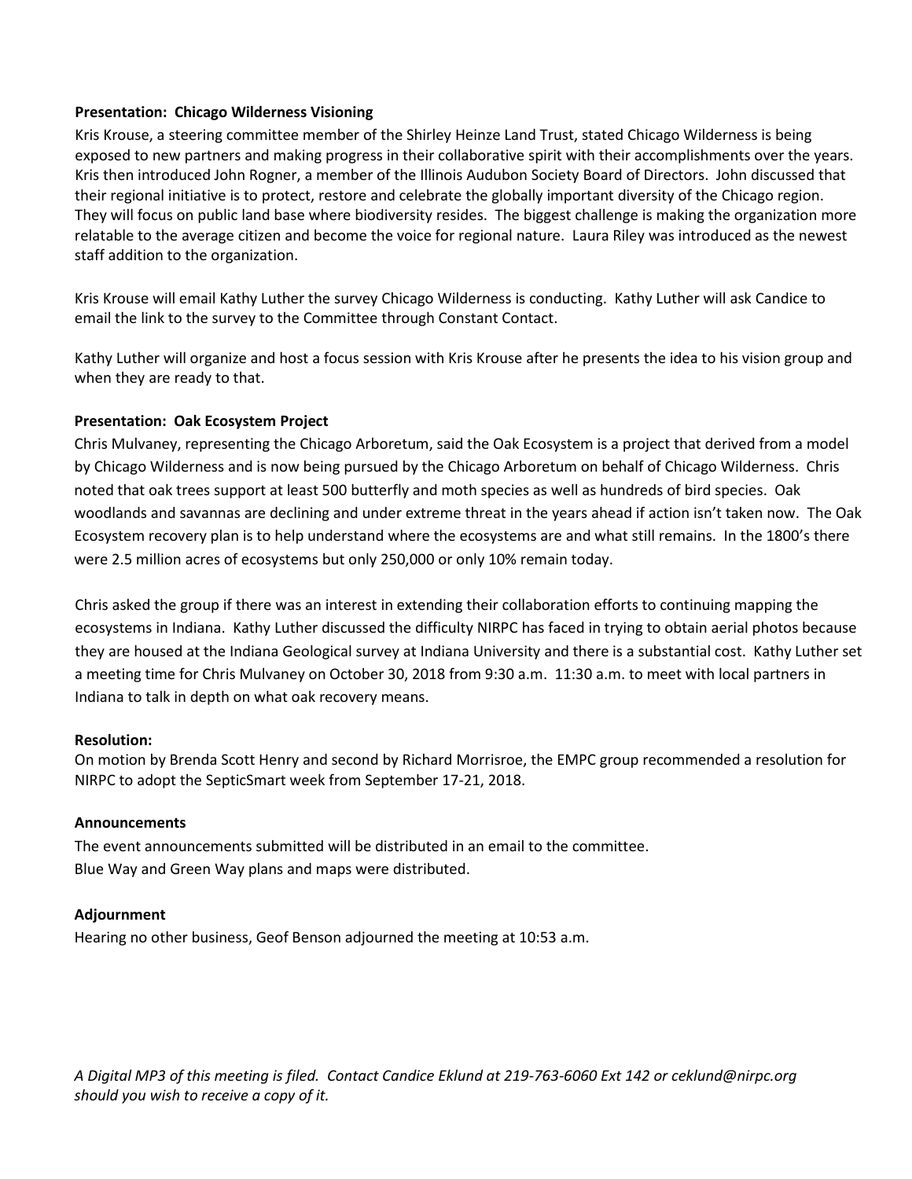**Presentation: Chicago Wilderness Visioning**

Kris Krouse, a steering committee member of the Shirley Heinze Land Trust, stated Chicago Wilderness is being exposed to new partners and making progress in their collaborative spirit with their accomplishments over the years. Kris then introduced John Rogner, a member of the Illinois Audubon Society Board of Directors. John discussed that their regional initiative is to protect, restore and celebrate the globally important diversity of the Chicago region. They will focus on public land base where biodiversity resides. The biggest challenge is making the organization more relatable to the average citizen and become the voice for regional nature. Laura Riley was introduced as the newest staff addition to the organization.

Kris Krouse will email Kathy Luther the survey Chicago Wilderness is conducting. Kathy Luther will ask Candice to email the link to the survey to the Committee through Constant Contact.

Kathy Luther will organize and host a focus session with Kris Krouse after he presents the idea to his vision group and when they are ready to that.

**Presentation: Oak Ecosystem Project**

Chris Mulvaney, representing the Chicago Arboretum, said the Oak Ecosystem is a project that derived from a model by Chicago Wilderness and is now being pursued by the Chicago Arboretum on behalf of Chicago Wilderness. Chris noted that oak trees support at least 500 butterfly and moth species as well as hundreds of bird species. Oak woodlands and savannas are declining and under extreme threat in the years ahead if action isn't taken now. The Oak Ecosystem recovery plan is to help understand where the ecosystems are and what still remains. In the 1800's there were 2.5 million acres of ecosystems but only 250,000 or only 10% remain today.

Chris asked the group if there was an interest in extending their collaboration efforts to continuing mapping the ecosystems in Indiana. Kathy Luther discussed the difficulty NIRPC has faced in trying to obtain aerial photos because they are housed at the Indiana Geological survey at Indiana University and there is a substantial cost. Kathy Luther set a meeting time for Chris Mulvaney on October 30, 2018 from 9:30 a.m. 11:30 a.m. to meet with local partners in Indiana to talk in depth on what oak recovery means.

**Resolution:**

On motion by Brenda Scott Henry and second by Richard Morrisroe, the EMPC group recommended a resolution for NIRPC to adopt the SepticSmart week from September 17-21, 2018.

**Announcements**

The event announcements submitted will be distributed in an email to the committee.
Blue Way and Green Way plans and maps were distributed.

**Adjournment**

Hearing no other business, Geof Benson adjourned the meeting at 10:53 a.m.

*A Digital MP3 of this meeting is filed. Contact Candice Eklund at 219-763-6060 Ext 142 or ceklund@nirpc.org should you wish to receive a copy of it.*